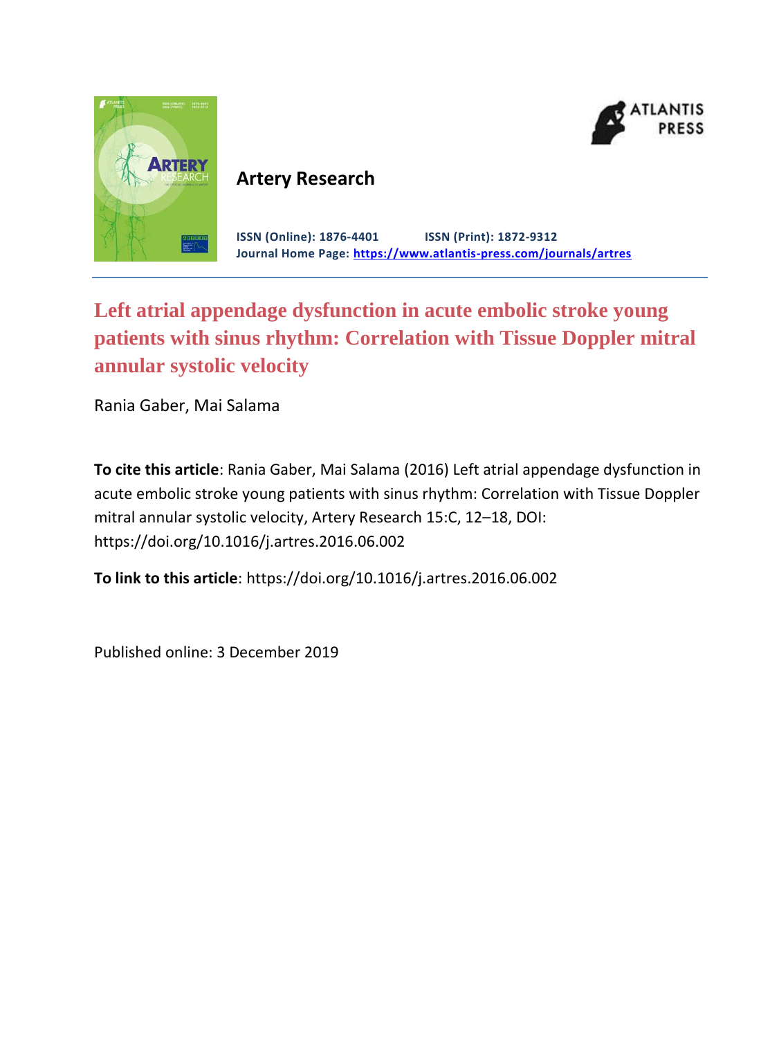**Artery Research**

**ISSN (Online): 1876-4401 ISSN (Print): 1872-9312**
**Journal Home Page: https://www.atlantis-press.com/journals/artres**

# Left atrial appendage dysfunction in acute embolic stroke young patients with sinus rhythm: Correlation with Tissue Doppler mitral annular systolic velocity

Rania Gaber, Mai Salama

**To cite this article**: Rania Gaber, Mai Salama (2016) Left atrial appendage dysfunction in acute embolic stroke young patients with sinus rhythm: Correlation with Tissue Doppler mitral annular systolic velocity, Artery Research 15:C, 12–18, DOI: https://doi.org/10.1016/j.artres.2016.06.002

**To link to this article**: https://doi.org/10.1016/j.artres.2016.06.002

Published online: 3 December 2019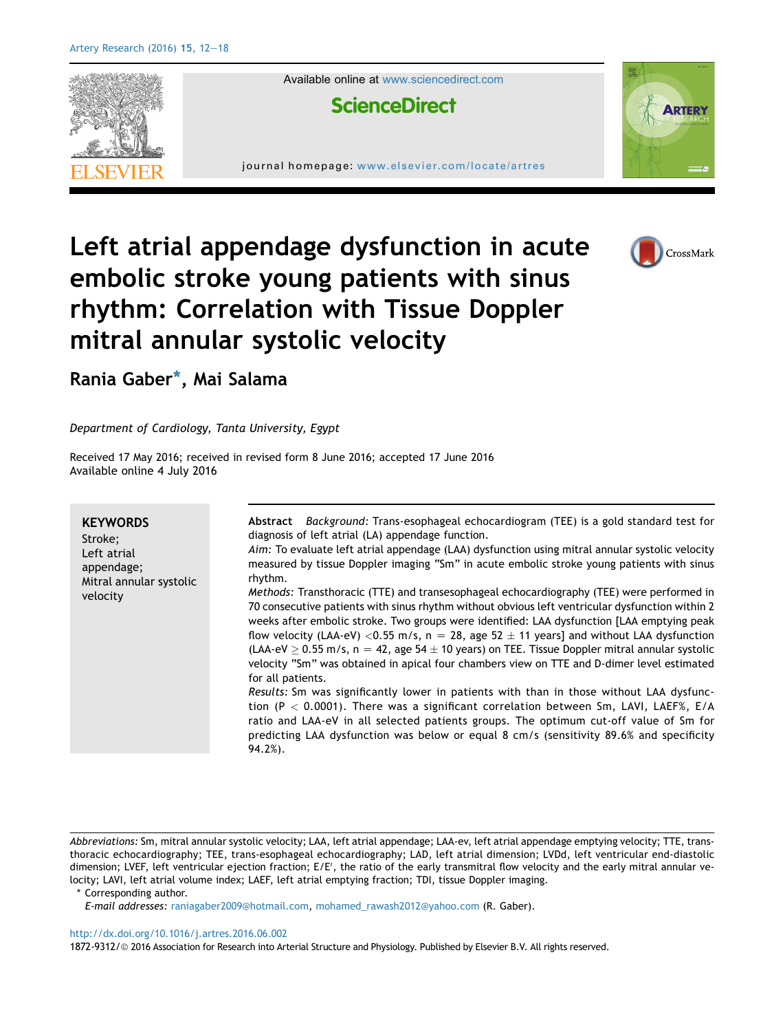# Left atrial appendage dysfunction in acute embolic stroke young patients with sinus rhythm: Correlation with Tissue Doppler mitral annular systolic velocity

**Rania Gaber***, **Mai Salama**

*Department of Cardiology, Tanta University, Egypt*

Received 17 May 2016; received in revised form 8 June 2016; accepted 17 June 2016
Available online 4 July 2016

**KEYWORDS**
Stroke;
Left atrial appendage;
Mitral annular systolic velocity

**Abstract** *Background:* Trans-esophageal echocardiogram (TEE) is a gold standard test for diagnosis of left atrial (LA) appendage function.

*Aim:* To evaluate left atrial appendage (LAA) dysfunction using mitral annular systolic velocity measured by tissue Doppler imaging "Sm" in acute embolic stroke young patients with sinus rhythm.

*Methods:* Transthoracic (TTE) and transesophageal echocardiography (TEE) were performed in 70 consecutive patients with sinus rhythm without obvious left ventricular dysfunction within 2 weeks after embolic stroke. Two groups were identified: LAA dysfunction [LAA emptying peak flow velocity (LAA-eV) $<0.55$ m/s, n = 28, age $52 \pm 11$ years] and without LAA dysfunction (LAA-eV $\geq 0.55$ m/s, n = 42, age $54 \pm 10$ years) on TEE. Tissue Doppler mitral annular systolic velocity "Sm" was obtained in apical four chambers view on TTE and D-dimer level estimated for all patients.

*Results:* Sm was significantly lower in patients with than in those without LAA dysfunction ($P < 0.0001$). There was a significant correlation between Sm, LAVI, LAEF%, E/A ratio and LAA-eV in all selected patients groups. The optimum cut-off value of Sm for predicting LAA dysfunction was below or equal 8 cm/s (sensitivity 89.6% and specificity 94.2%).

*Abbreviations:* Sm, mitral annular systolic velocity; LAA, left atrial appendage; LAA-ev, left atrial appendage emptying velocity; TTE, transthoracic echocardiography; TEE, trans-esophageal echocardiography; LAD, left atrial dimension; LVDd, left ventricular end-diastolic dimension; LVEF, left ventricular ejection fraction; E/E′, the ratio of the early transmitral flow velocity and the early mitral annular velocity; LAVI, left atrial volume index; LAEF, left atrial emptying fraction; TDI, tissue Doppler imaging.

\* Corresponding author.
*E-mail addresses:* raniagaber2009@hotmail.com, mohamed_rawash2012@yahoo.com (R. Gaber).

http://dx.doi.org/10.1016/j.artres.2016.06.002
1872-9312/© 2016 Association for Research into Arterial Structure and Physiology. Published by Elsevier B.V. All rights reserved.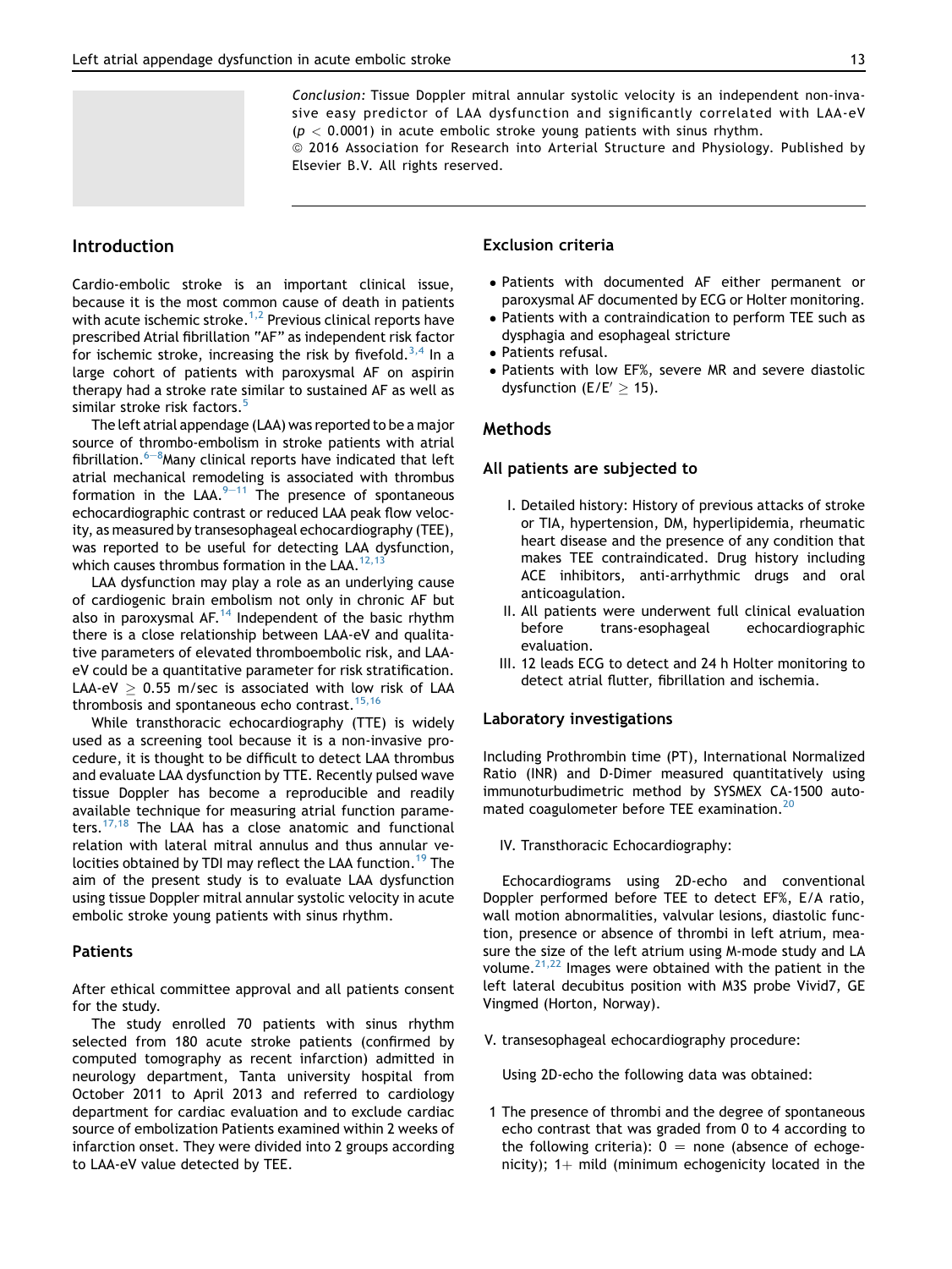*Conclusion:* Tissue Doppler mitral annular systolic velocity is an independent non-invasive easy predictor of LAA dysfunction and significantly correlated with LAA-eV ($p < 0.0001$) in acute embolic stroke young patients with sinus rhythm.

© 2016 Association for Research into Arterial Structure and Physiology. Published by Elsevier B.V. All rights reserved.

## Introduction

Cardio-embolic stroke is an important clinical issue, because it is the most common cause of death in patients with acute ischemic stroke.[1,2] Previous clinical reports have prescribed Atrial fibrillation "AF" as independent risk factor for ischemic stroke, increasing the risk by fivefold.[3,4] In a large cohort of patients with paroxysmal AF on aspirin therapy had a stroke rate similar to sustained AF as well as similar stroke risk factors.[5]

The left atrial appendage (LAA) was reported to be a major source of thrombo-embolism in stroke patients with atrial fibrillation.[6–8]Many clinical reports have indicated that left atrial mechanical remodeling is associated with thrombus formation in the LAA.[9–11] The presence of spontaneous echocardiographic contrast or reduced LAA peak flow velocity, as measured by transesophageal echocardiography (TEE), was reported to be useful for detecting LAA dysfunction, which causes thrombus formation in the LAA.[12,13]

LAA dysfunction may play a role as an underlying cause of cardiogenic brain embolism not only in chronic AF but also in paroxysmal AF.[14] Independent of the basic rhythm there is a close relationship between LAA-eV and qualitative parameters of elevated thromboembolic risk, and LAA-eV could be a quantitative parameter for risk stratification. LAA-eV $\geq$ 0.55 m/sec is associated with low risk of LAA thrombosis and spontaneous echo contrast.[15,16]

While transthoracic echocardiography (TTE) is widely used as a screening tool because it is a non-invasive procedure, it is thought to be difficult to detect LAA thrombus and evaluate LAA dysfunction by TTE. Recently pulsed wave tissue Doppler has become a reproducible and readily available technique for measuring atrial function parameters.[17,18] The LAA has a close anatomic and functional relation with lateral mitral annulus and thus annular velocities obtained by TDI may reflect the LAA function.[19] The aim of the present study is to evaluate LAA dysfunction using tissue Doppler mitral annular systolic velocity in acute embolic stroke young patients with sinus rhythm.

## Patients

After ethical committee approval and all patients consent for the study.

The study enrolled 70 patients with sinus rhythm selected from 180 acute stroke patients (confirmed by computed tomography as recent infarction) admitted in neurology department, Tanta university hospital from October 2011 to April 2013 and referred to cardiology department for cardiac evaluation and to exclude cardiac source of embolization Patients examined within 2 weeks of infarction onset. They were divided into 2 groups according to LAA-eV value detected by TEE.

### Exclusion criteria

- Patients with documented AF either permanent or paroxysmal AF documented by ECG or Holter monitoring.
- Patients with a contraindication to perform TEE such as dysphagia and esophageal stricture
- Patients refusal.
- Patients with low EF%, severe MR and severe diastolic dysfunction ($E/E' \geq 15$).

## Methods

### All patients are subjected to

I. Detailed history: History of previous attacks of stroke or TIA, hypertension, DM, hyperlipidemia, rheumatic heart disease and the presence of any condition that makes TEE contraindicated. Drug history including ACE inhibitors, anti-arrhythmic drugs and oral anticoagulation.

II. All patients were underwent full clinical evaluation before trans-esophageal echocardiographic evaluation.

III. 12 leads ECG to detect and 24 h Holter monitoring to detect atrial flutter, fibrillation and ischemia.

### Laboratory investigations

Including Prothrombin time (PT), International Normalized Ratio (INR) and D-Dimer measured quantitatively using immunoturbudimetric method by SYSMEX CA-1500 automated coagulometer before TEE examination.[20]

IV. Transthoracic Echocardiography:

Echocardiograms using 2D-echo and conventional Doppler performed before TEE to detect EF%, E/A ratio, wall motion abnormalities, valvular lesions, diastolic function, presence or absence of thrombi in left atrium, measure the size of the left atrium using M-mode study and LA volume.[21,22] Images were obtained with the patient in the left lateral decubitus position with M3S probe Vivid7, GE Vingmed (Horton, Norway).

V. transesophageal echocardiography procedure:

Using 2D-echo the following data was obtained:

1 The presence of thrombi and the degree of spontaneous echo contrast that was graded from 0 to 4 according to the following criteria): 0 = none (absence of echogenicity); 1+ mild (minimum echogenicity located in the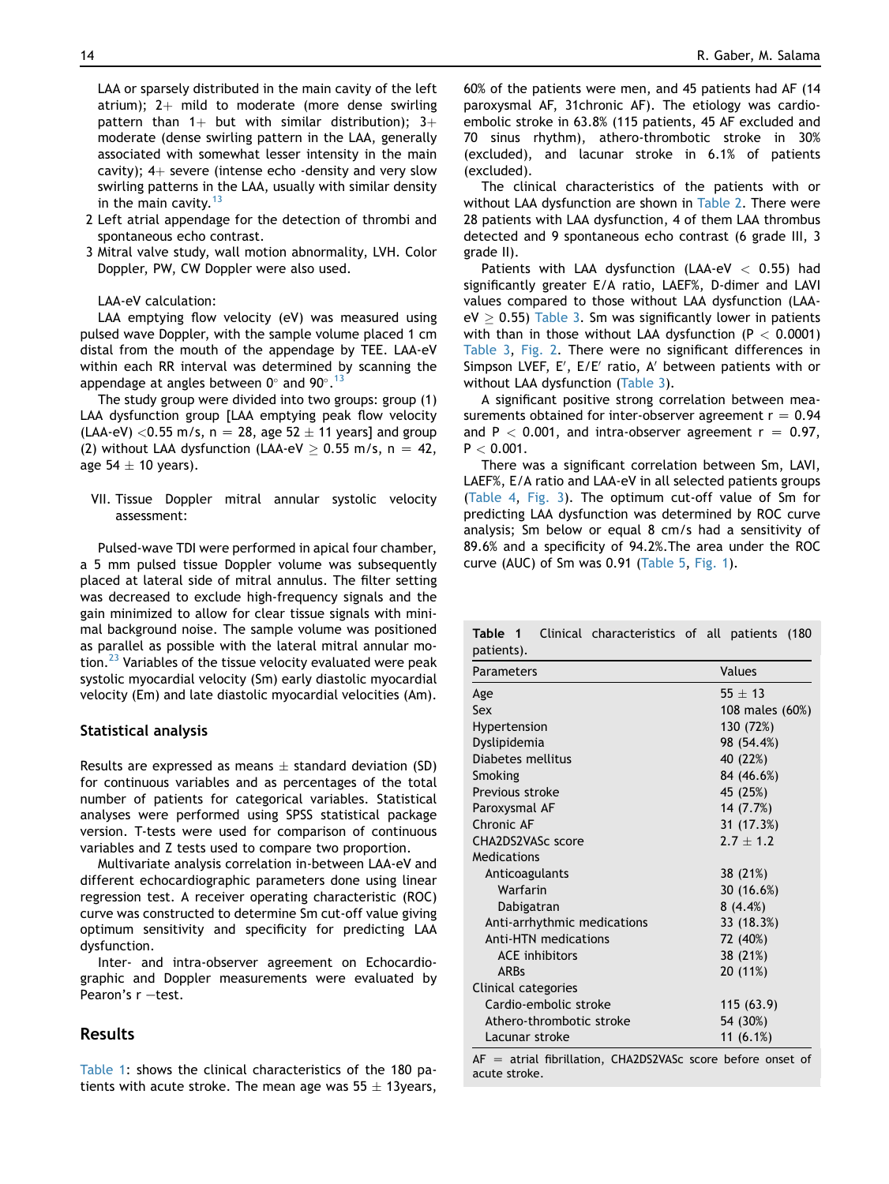LAA or sparsely distributed in the main cavity of the left atrium); 2+ mild to moderate (more dense swirling pattern than 1+ but with similar distribution); 3+ moderate (dense swirling pattern in the LAA, generally associated with somewhat lesser intensity in the main cavity); 4+ severe (intense echo -density and very slow swirling patterns in the LAA, usually with similar density in the main cavity.[13]

2 Left atrial appendage for the detection of thrombi and spontaneous echo contrast.
3 Mitral valve study, wall motion abnormality, LVH. Color Doppler, PW, CW Doppler were also used.

LAA-eV calculation:

LAA emptying flow velocity (eV) was measured using pulsed wave Doppler, with the sample volume placed 1 cm distal from the mouth of the appendage by TEE. LAA-eV within each RR interval was determined by scanning the appendage at angles between 0° and 90°.[13]

The study group were divided into two groups: group (1) LAA dysfunction group [LAA emptying peak flow velocity (LAA-eV) <0.55 m/s, n = 28, age 52 ± 11 years] and group (2) without LAA dysfunction (LAA-eV ≥ 0.55 m/s, n = 42, age 54 ± 10 years).

VII. Tissue Doppler mitral annular systolic velocity assessment:

Pulsed-wave TDI were performed in apical four chamber, a 5 mm pulsed tissue Doppler volume was subsequently placed at lateral side of mitral annulus. The filter setting was decreased to exclude high-frequency signals and the gain minimized to allow for clear tissue signals with minimal background noise. The sample volume was positioned as parallel as possible with the lateral mitral annular motion.[23] Variables of the tissue velocity evaluated were peak systolic myocardial velocity (Sm) early diastolic myocardial velocity (Em) and late diastolic myocardial velocities (Am).

## Statistical analysis

Results are expressed as means ± standard deviation (SD) for continuous variables and as percentages of the total number of patients for categorical variables. Statistical analyses were performed using SPSS statistical package version. T-tests were used for comparison of continuous variables and Z tests used to compare two proportion.

Multivariate analysis correlation in-between LAA-eV and different echocardiographic parameters done using linear regression test. A receiver operating characteristic (ROC) curve was constructed to determine Sm cut-off value giving optimum sensitivity and specificity for predicting LAA dysfunction.

Inter- and intra-observer agreement on Echocardiographic and Doppler measurements were evaluated by Pearon's r −test.

## Results

Table 1: shows the clinical characteristics of the 180 patients with acute stroke. The mean age was 55 ± 13years, 60% of the patients were men, and 45 patients had AF (14 paroxysmal AF, 31chronic AF). The etiology was cardio-embolic stroke in 63.8% (115 patients, 45 AF excluded and 70 sinus rhythm), athero-thrombotic stroke in 30% (excluded), and lacunar stroke in 6.1% of patients (excluded).

The clinical characteristics of the patients with or without LAA dysfunction are shown in Table 2. There were 28 patients with LAA dysfunction, 4 of them LAA thrombus detected and 9 spontaneous echo contrast (6 grade III, 3 grade II).

Patients with LAA dysfunction (LAA-eV < 0.55) had significantly greater E/A ratio, LAEF%, D-dimer and LAVI values compared to those without LAA dysfunction (LAA-eV ≥ 0.55) Table 3. Sm was significantly lower in patients with than in those without LAA dysfunction ($P < 0.0001$) Table 3, Fig. 2. There were no significant differences in Simpson LVEF, E′, E/E′ ratio, A′ between patients with or without LAA dysfunction (Table 3).

A significant positive strong correlation between measurements obtained for inter-observer agreement $r = 0.94$ and $P < 0.001$, and intra-observer agreement $r = 0.97$, $P < 0.001$.

There was a significant correlation between Sm, LAVI, LAEF%, E/A ratio and LAA-eV in all selected patients groups (Table 4, Fig. 3). The optimum cut-off value of Sm for predicting LAA dysfunction was determined by ROC curve analysis; Sm below or equal 8 cm/s had a sensitivity of 89.6% and a specificity of 94.2%.The area under the ROC curve (AUC) of Sm was 0.91 (Table 5, Fig. 1).

**Table 1** Clinical characteristics of all patients (180 patients).

| Parameters | Values |
|---|---|
| Age | 55 ± 13 |
| Sex | 108 males (60%) |
| Hypertension | 130 (72%) |
| Dyslipidemia | 98 (54.4%) |
| Diabetes mellitus | 40 (22%) |
| Smoking | 84 (46.6%) |
| Previous stroke | 45 (25%) |
| Paroxysmal AF | 14 (7.7%) |
| Chronic AF | 31 (17.3%) |
| CHA2DS2VASc score | 2.7 ± 1.2 |
| Medications | |
| Anticoagulants | 38 (21%) |
| Warfarin | 30 (16.6%) |
| Dabigatran | 8 (4.4%) |
| Anti-arrhythmic medications | 33 (18.3%) |
| Anti-HTN medications | 72 (40%) |
| ACE inhibitors | 38 (21%) |
| ARBs | 20 (11%) |
| Clinical categories | |
| Cardio-embolic stroke | 115 (63.9) |
| Athero-thrombotic stroke | 54 (30%) |
| Lacunar stroke | 11 (6.1%) |

AF = atrial fibrillation, CHA2DS2VASc score before onset of acute stroke.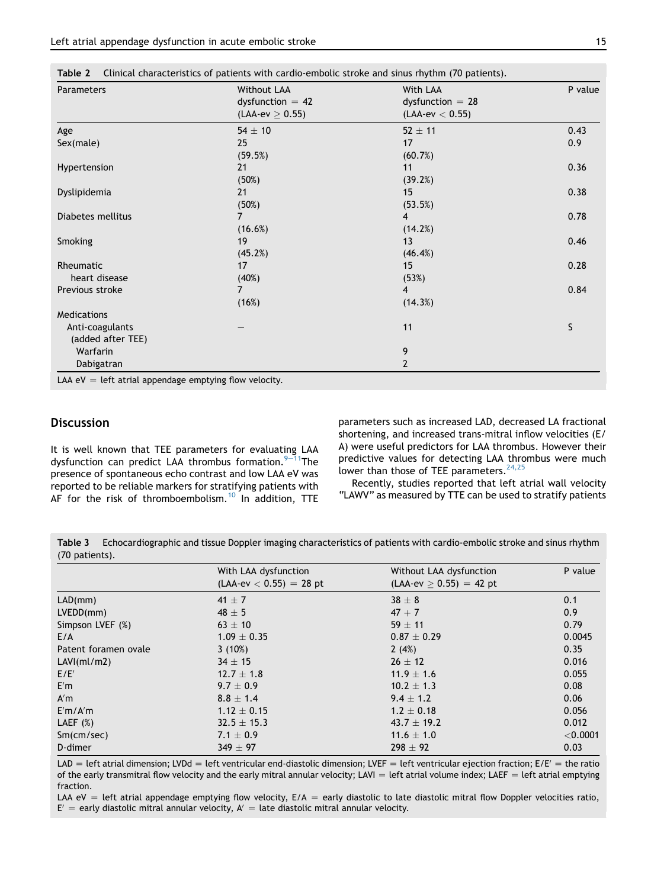**Table 2** Clinical characteristics of patients with cardio-embolic stroke and sinus rhythm (70 patients).

| Parameters | Without LAA dysfunction = 42 (LAA-ev ≥ 0.55) | With LAA dysfunction = 28 (LAA-ev < 0.55) | P value |
|---|---|---|---|
| Age | 54 ± 10 | 52 ± 11 | 0.43 |
| Sex(male) | 25 (59.5%) | 17 (60.7%) | 0.9 |
| Hypertension | 21 (50%) | 11 (39.2%) | 0.36 |
| Dyslipidemia | 21 (50%) | 15 (53.5%) | 0.38 |
| Diabetes mellitus | 7 (16.6%) | 4 (14.2%) | 0.78 |
| Smoking | 19 (45.2%) | 13 (46.4%) | 0.46 |
| Rheumatic heart disease | 17 (40%) | 15 (53%) | 0.28 |
| Previous stroke | 7 (16%) | 4 (14.3%) | 0.84 |
| Medications | | | |
| Anti-coagulants (added after TEE) | – | 11 | S |
| Warfarin | | 9 | |
| Dabigatran | | 2 | |

LAA eV = left atrial appendage emptying flow velocity.

## Discussion

It is well known that TEE parameters for evaluating LAA dysfunction can predict LAA thrombus formation.[9–11]The presence of spontaneous echo contrast and low LAA eV was reported to be reliable markers for stratifying patients with AF for the risk of thromboembolism.[10] In addition, TTE parameters such as increased LAD, decreased LA fractional shortening, and increased trans-mitral inflow velocities (E/A) were useful predictors for LAA thrombus. However their predictive values for detecting LAA thrombus were much lower than those of TEE parameters.[24,25]

Recently, studies reported that left atrial wall velocity "LAWV" as measured by TTE can be used to stratify patients

**Table 3** Echocardiographic and tissue Doppler imaging characteristics of patients with cardio-embolic stroke and sinus rhythm (70 patients).

| | With LAA dysfunction (LAA-ev < 0.55) = 28 pt | Without LAA dysfunction (LAA-ev ≥ 0.55) = 42 pt | P value |
|---|---|---|---|
| LAD(mm) | 41 ± 7 | 38 ± 8 | 0.1 |
| LVEDD(mm) | 48 ± 5 | 47 + 7 | 0.9 |
| Simpson LVEF (%) | 63 ± 10 | 59 ± 11 | 0.79 |
| E/A | 1.09 ± 0.35 | 0.87 ± 0.29 | 0.0045 |
| Patent foramen ovale | 3 (10%) | 2 (4%) | 0.35 |
| LAVI(ml/m2) | 34 ± 15 | 26 ± 12 | 0.016 |
| E/E′ | 12.7 ± 1.8 | 11.9 ± 1.6 | 0.055 |
| E′m | 9.7 ± 0.9 | 10.2 ± 1.3 | 0.08 |
| A′m | 8.8 ± 1.4 | 9.4 ± 1.2 | 0.06 |
| E′m/A′m | 1.12 ± 0.15 | 1.2 ± 0.18 | 0.056 |
| LAEF (%) | 32.5 ± 15.3 | 43.7 ± 19.2 | 0.012 |
| Sm(cm/sec) | 7.1 ± 0.9 | 11.6 ± 1.0 | <0.0001 |
| D-dimer | 349 ± 97 | 298 ± 92 | 0.03 |

LAD = left atrial dimension; LVDd = left ventricular end-diastolic dimension; LVEF = left ventricular ejection fraction; E/E′ = the ratio of the early transmitral flow velocity and the early mitral annular velocity; LAVI = left atrial volume index; LAEF = left atrial emptying fraction.

LAA eV = left atrial appendage emptying flow velocity, E/A = early diastolic to late diastolic mitral flow Doppler velocities ratio, E′ = early diastolic mitral annular velocity, A′ = late diastolic mitral annular velocity.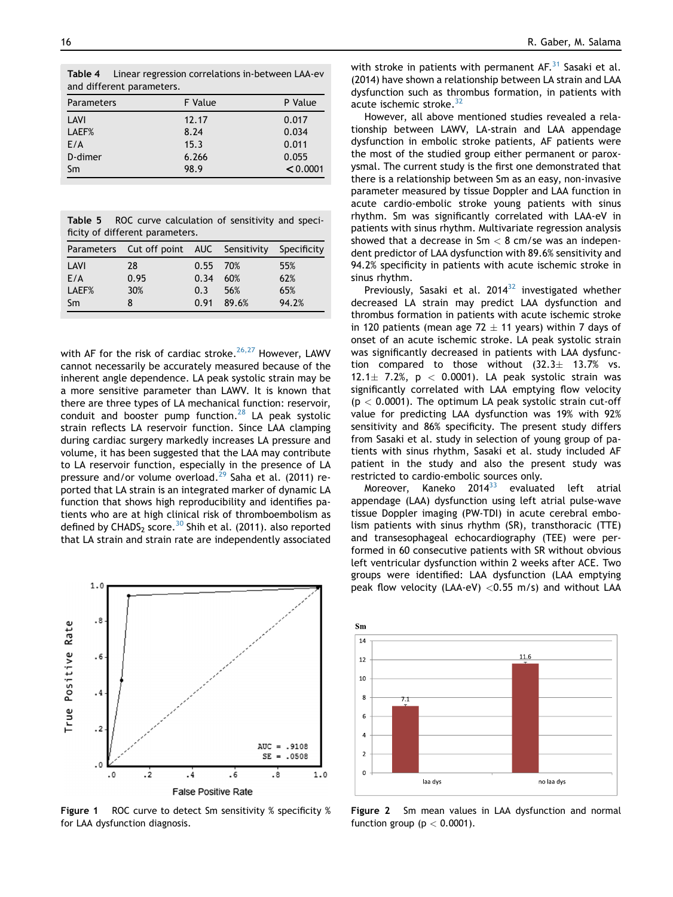**Table 4** Linear regression correlations in-between LAA-ev and different parameters.

| Parameters | F Value | P Value |
|---|---|---|
| LAVI | 12.17 | 0.017 |
| LAEF% | 8.24 | 0.034 |
| E/A | 15.3 | 0.011 |
| D-dimer | 6.266 | 0.055 |
| Sm | 98.9 | <0.0001 |

**Table 5** ROC curve calculation of sensitivity and specificity of different parameters.

| Parameters | Cut off point | AUC | Sensitivity | Specificity |
|---|---|---|---|---|
| LAVI | 28 | 0.55 | 70% | 55% |
| E/A | 0.95 | 0.34 | 60% | 62% |
| LAEF% | 30% | 0.3 | 56% | 65% |
| Sm | 8 | 0.91 | 89.6% | 94.2% |

with AF for the risk of cardiac stroke.[26,27] However, LAWV cannot necessarily be accurately measured because of the inherent angle dependence. LA peak systolic strain may be a more sensitive parameter than LAWV. It is known that there are three types of LA mechanical function: reservoir, conduit and booster pump function.[28] LA peak systolic strain reflects LA reservoir function. Since LAA clamping during cardiac surgery markedly increases LA pressure and volume, it has been suggested that the LAA may contribute to LA reservoir function, especially in the presence of LA pressure and/or volume overload.[29] Saha et al. (2011) reported that LA strain is an integrated marker of dynamic LA function that shows high reproducibility and identifies patients who are at high clinical risk of thromboembolism as defined by $CHADS_2$ score.[30] Shih et al. (2011). also reported that LA strain and strain rate are independently associated with stroke in patients with permanent AF.[31] Sasaki et al. (2014) have shown a relationship between LA strain and LAA dysfunction such as thrombus formation, in patients with acute ischemic stroke.[32]

However, all above mentioned studies revealed a relationship between LAWV, LA-strain and LAA appendage dysfunction in embolic stroke patients, AF patients were the most of the studied group either permanent or paroxysmal. The current study is the first one demonstrated that there is a relationship between Sm as an easy, non-invasive parameter measured by tissue Doppler and LAA function in acute cardio-embolic stroke young patients with sinus rhythm. Sm was significantly correlated with LAA-eV in patients with sinus rhythm. Multivariate regression analysis showed that a decrease in Sm < 8 cm/se was an independent predictor of LAA dysfunction with 89.6% sensitivity and 94.2% specificity in patients with acute ischemic stroke in sinus rhythm.

Previously, Sasaki et al. 2014[32] investigated whether decreased LA strain may predict LAA dysfunction and thrombus formation in patients with acute ischemic stroke in 120 patients (mean age 72 ± 11 years) within 7 days of onset of an acute ischemic stroke. LA peak systolic strain was significantly decreased in patients with LAA dysfunction compared to those without (32.3± 13.7% vs. 12.1± 7.2%, $p < 0.0001$). LA peak systolic strain was significantly correlated with LAA emptying flow velocity ($p < 0.0001$). The optimum LA peak systolic strain cut-off value for predicting LAA dysfunction was 19% with 92% sensitivity and 86% specificity. The present study differs from Sasaki et al. study in selection of young group of patients with sinus rhythm, Sasaki et al. study included AF patient in the study and also the present study was restricted to cardio-embolic sources only.

Moreover, Kaneko 2014[33] evaluated left atrial appendage (LAA) dysfunction using left atrial pulse-wave tissue Doppler imaging (PW-TDI) in acute cerebral embolism patients with sinus rhythm (SR), transthoracic (TTE) and transesophageal echocardiography (TEE) were performed in 60 consecutive patients with SR without obvious left ventricular dysfunction within 2 weeks after ACE. Two groups were identified: LAA dysfunction (LAA emptying peak flow velocity (LAA-eV) <0.55 m/s) and without LAA

**Figure 1** ROC curve to detect Sm sensitivity % specificity % for LAA dysfunction diagnosis.

**Figure 2** Sm mean values in LAA dysfunction and normal function group ($p < 0.0001$).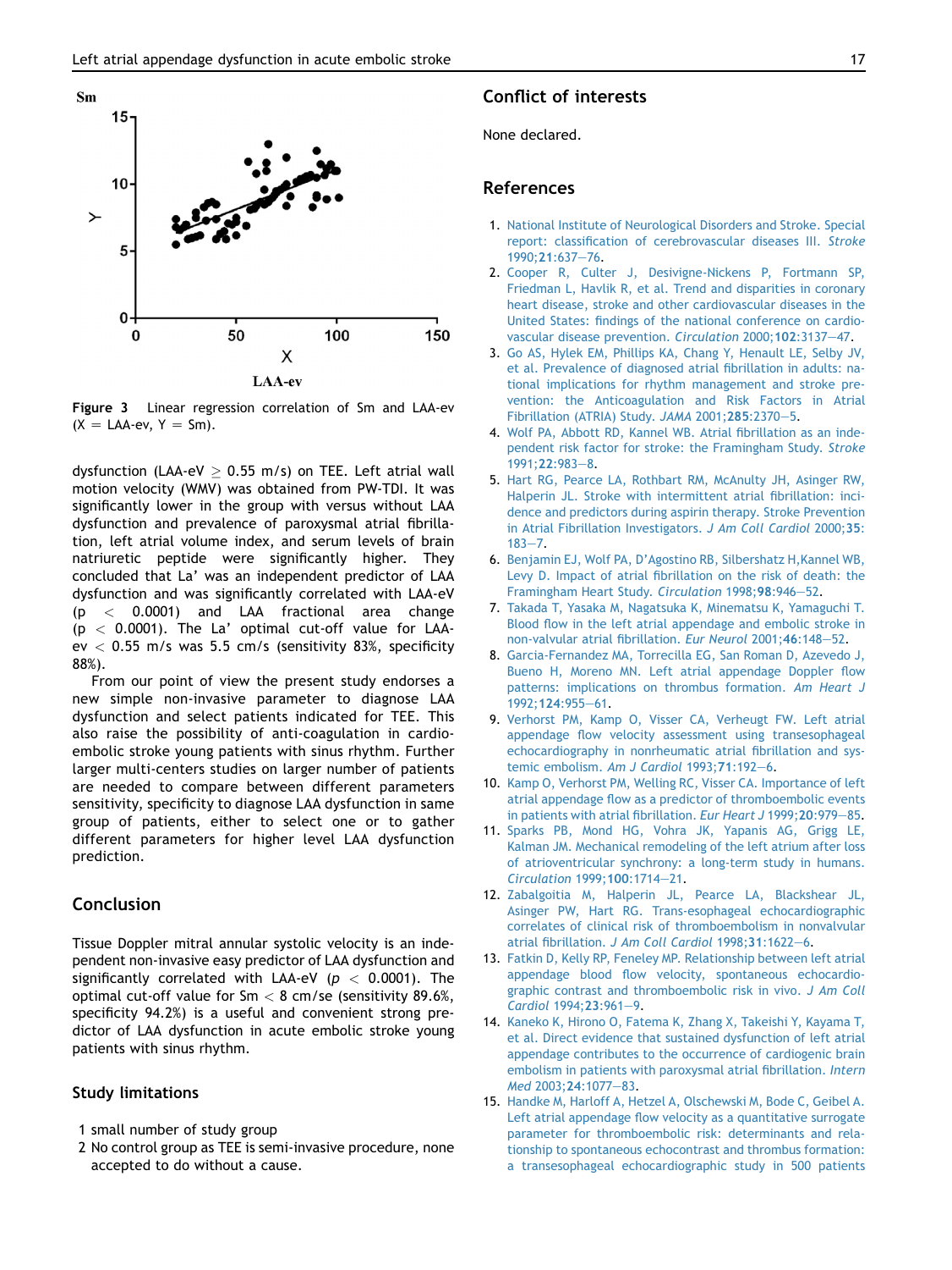Figure 3 Linear regression correlation of Sm and LAA-ev (X = LAA-ev, Y = Sm).

dysfunction (LAA-eV $\geq$ 0.55 m/s) on TEE. Left atrial wall motion velocity (WMV) was obtained from PW-TDI. It was significantly lower in the group with versus without LAA dysfunction and prevalence of paroxysmal atrial fibrillation, left atrial volume index, and serum levels of brain natriuretic peptide were significantly higher. They concluded that La' was an independent predictor of LAA dysfunction and was significantly correlated with LAA-eV ($p < 0.0001$) and LAA fractional area change ($p < 0.0001$). The La' optimal cut-off value for LAA-ev < 0.55 m/s was 5.5 cm/s (sensitivity 83%, specificity 88%).

From our point of view the present study endorses a new simple non-invasive parameter to diagnose LAA dysfunction and select patients indicated for TEE. This also raise the possibility of anti-coagulation in cardioembolic stroke young patients with sinus rhythm. Further larger multi-centers studies on larger number of patients are needed to compare between different parameters sensitivity, specificity to diagnose LAA dysfunction in same group of patients, either to select one or to gather different parameters for higher level LAA dysfunction prediction.

## Conclusion

Tissue Doppler mitral annular systolic velocity is an independent non-invasive easy predictor of LAA dysfunction and significantly correlated with LAA-eV ($p < 0.0001$). The optimal cut-off value for Sm < 8 cm/se (sensitivity 89.6%, specificity 94.2%) is a useful and convenient strong predictor of LAA dysfunction in acute embolic stroke young patients with sinus rhythm.

## Study limitations

1 small number of study group
2 No control group as TEE is semi-invasive procedure, none accepted to do without a cause.

## Conflict of interests

None declared.

## References

1. National Institute of Neurological Disorders and Stroke. Special report: classification of cerebrovascular diseases III. *Stroke* 1990;**21**:637–76.
2. Cooper R, Culter J, Desivigne-Nickens P, Fortmann SP, Friedman L, Havlik R, et al. Trend and disparities in coronary heart disease, stroke and other cardiovascular diseases in the United States: findings of the national conference on cardiovascular disease prevention. *Circulation* 2000;**102**:3137–47.
3. Go AS, Hylek EM, Phillips KA, Chang Y, Henault LE, Selby JV, et al. Prevalence of diagnosed atrial fibrillation in adults: national implications for rhythm management and stroke prevention: the Anticoagulation and Risk Factors in Atrial Fibrillation (ATRIA) Study. *JAMA* 2001;**285**:2370–5.
4. Wolf PA, Abbott RD, Kannel WB. Atrial fibrillation as an independent risk factor for stroke: the Framingham Study. *Stroke* 1991;**22**:983–8.
5. Hart RG, Pearce LA, Rothbart RM, McAnulty JH, Asinger RW, Halperin JL. Stroke with intermittent atrial fibrillation: incidence and predictors during aspirin therapy. Stroke Prevention in Atrial Fibrillation Investigators. *J Am Coll Cardiol* 2000;**35**:183–7.
6. Benjamin EJ, Wolf PA, D'Agostino RB, Silbershatz H, Kannel WB, Levy D. Impact of atrial fibrillation on the risk of death: the Framingham Heart Study. *Circulation* 1998;**98**:946–52.
7. Takada T, Yasaka M, Nagatsuka K, Minematsu K, Yamaguchi T. Blood flow in the left atrial appendage and embolic stroke in non-valvular atrial fibrillation. *Eur Neurol* 2001;**46**:148–52.
8. Garcia-Fernandez MA, Torrecilla EG, San Roman D, Azevedo J, Bueno H, Moreno MN. Left atrial appendage Doppler flow patterns: implications on thrombus formation. *Am Heart J* 1992;**124**:955–61.
9. Verhorst PM, Kamp O, Visser CA, Verheugt FW. Left atrial appendage flow velocity assessment using transesophageal echocardiography in nonrheumatic atrial fibrillation and systemic embolism. *Am J Cardiol* 1993;**71**:192–6.
10. Kamp O, Verhorst PM, Welling RC, Visser CA. Importance of left atrial appendage flow as a predictor of thromboembolic events in patients with atrial fibrillation. *Eur Heart J* 1999;**20**:979–85.
11. Sparks PB, Mond HG, Vohra JK, Yapanis AG, Grigg LE, Kalman JM. Mechanical remodeling of the left atrium after loss of atrioventricular synchrony: a long-term study in humans. *Circulation* 1999;**100**:1714–21.
12. Zabalgoitia M, Halperin JL, Pearce LA, Blackshear JL, Asinger PW, Hart RG. Trans-esophageal echocardiographic correlates of clinical risk of thromboembolism in nonvalvular atrial fibrillation. *J Am Coll Cardiol* 1998;**31**:1622–6.
13. Fatkin D, Kelly RP, Feneley MP. Relationship between left atrial appendage blood flow velocity, spontaneous echocardiographic contrast and thromboembolic risk in vivo. *J Am Coll Cardiol* 1994;**23**:961–9.
14. Kaneko K, Hirono O, Fatema K, Zhang X, Takeishi Y, Kayama T, et al. Direct evidence that sustained dysfunction of left atrial appendage contributes to the occurrence of cardiogenic brain embolism in patients with paroxysmal atrial fibrillation. *Intern Med* 2003;**24**:1077–83.
15. Handke M, Harloff A, Hetzel A, Olschewski M, Bode C, Geibel A. Left atrial appendage flow velocity as a quantitative surrogate parameter for thromboembolic risk: determinants and relationship to spontaneous echocontrast and thrombus formation: a transesophageal echocardiographic study in 500 patients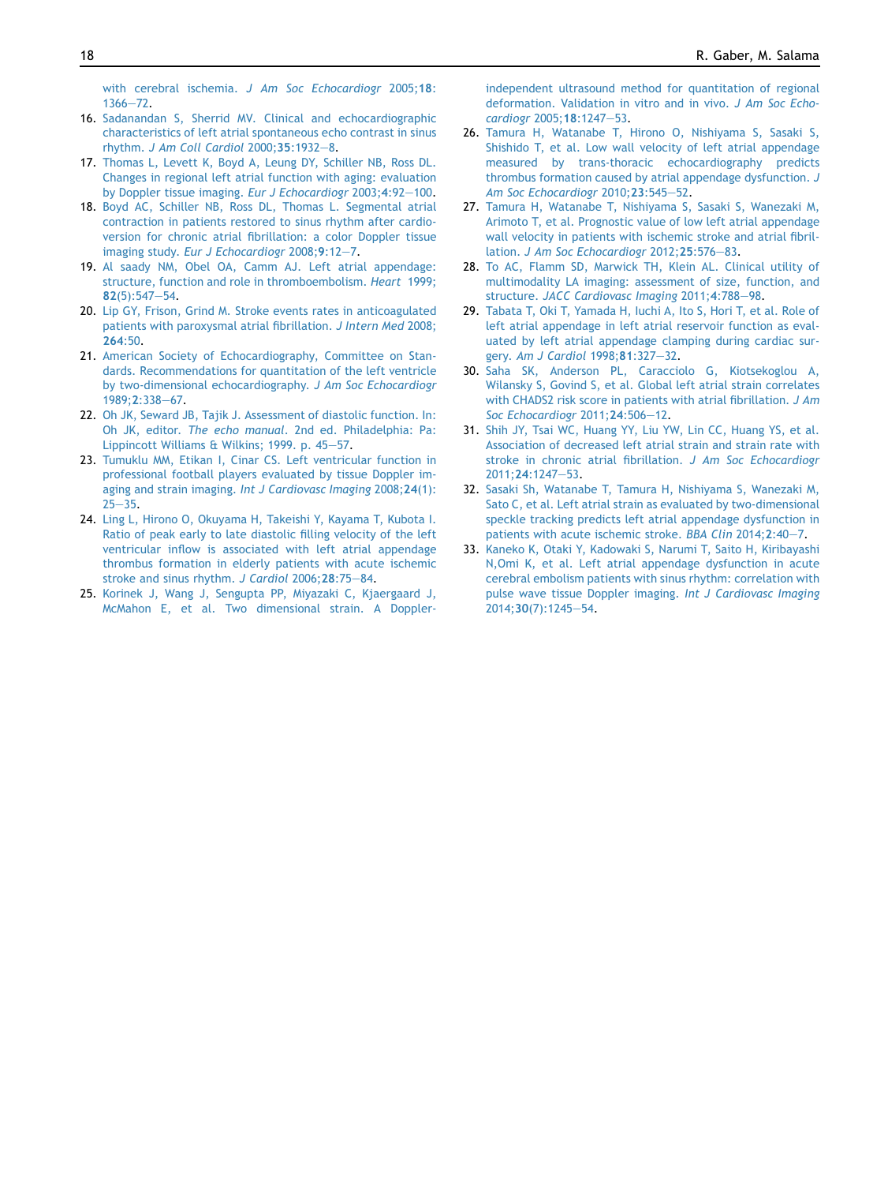with cerebral ischemia. *J Am Soc Echocardiogr* 2005;**18**: 1366—72.

16. Sadanandan S, Sherrid MV. Clinical and echocardiographic characteristics of left atrial spontaneous echo contrast in sinus rhythm. *J Am Coll Cardiol* 2000;**35**:1932—8.
17. Thomas L, Levett K, Boyd A, Leung DY, Schiller NB, Ross DL. Changes in regional left atrial function with aging: evaluation by Doppler tissue imaging. *Eur J Echocardiogr* 2003;**4**:92—100.
18. Boyd AC, Schiller NB, Ross DL, Thomas L. Segmental atrial contraction in patients restored to sinus rhythm after cardioversion for chronic atrial fibrillation: a color Doppler tissue imaging study. *Eur J Echocardiogr* 2008;**9**:12—7.
19. Al saady NM, Obel OA, Camm AJ. Left atrial appendage: structure, function and role in thromboembolism. *Heart* 1999; **82**(5):547—54.
20. Lip GY, Frison, Grind M. Stroke events rates in anticoagulated patients with paroxysmal atrial fibrillation. *J Intern Med* 2008; **264**:50.
21. American Society of Echocardiography, Committee on Standards. Recommendations for quantitation of the left ventricle by two-dimensional echocardiography. *J Am Soc Echocardiogr* 1989;**2**:338—67.
22. Oh JK, Seward JB, Tajik J. Assessment of diastolic function. In: Oh JK, editor. *The echo manual*. 2nd ed. Philadelphia: Pa: Lippincott Williams & Wilkins; 1999. p. 45—57.
23. Tumuklu MM, Etikan I, Cinar CS. Left ventricular function in professional football players evaluated by tissue Doppler imaging and strain imaging. *Int J Cardiovasc Imaging* 2008;**24**(1): 25—35.
24. Ling L, Hirono O, Okuyama H, Takeishi Y, Kayama T, Kubota I. Ratio of peak early to late diastolic filling velocity of the left ventricular inflow is associated with left atrial appendage thrombus formation in elderly patients with acute ischemic stroke and sinus rhythm. *J Cardiol* 2006;**28**:75—84.
25. Korinek J, Wang J, Sengupta PP, Miyazaki C, Kjaergaard J, McMahon E, et al. Two dimensional strain. A Doppler-independent ultrasound method for quantitation of regional deformation. Validation in vitro and in vivo. *J Am Soc Echocardiogr* 2005;**18**:1247—53.
26. Tamura H, Watanabe T, Hirono O, Nishiyama S, Sasaki S, Shishido T, et al. Low wall velocity of left atrial appendage measured by trans-thoracic echocardiography predicts thrombus formation caused by atrial appendage dysfunction. *J Am Soc Echocardiogr* 2010;**23**:545—52.
27. Tamura H, Watanabe T, Nishiyama S, Sasaki S, Wanezaki M, Arimoto T, et al. Prognostic value of low left atrial appendage wall velocity in patients with ischemic stroke and atrial fibrillation. *J Am Soc Echocardiogr* 2012;**25**:576—83.
28. To AC, Flamm SD, Marwick TH, Klein AL. Clinical utility of multimodality LA imaging: assessment of size, function, and structure. *JACC Cardiovasc Imaging* 2011;**4**:788—98.
29. Tabata T, Oki T, Yamada H, Iuchi A, Ito S, Hori T, et al. Role of left atrial appendage in left atrial reservoir function as evaluated by left atrial appendage clamping during cardiac surgery. *Am J Cardiol* 1998;**81**:327—32.
30. Saha SK, Anderson PL, Caracciolo G, Kiotsekoglou A, Wilansky S, Govind S, et al. Global left atrial strain correlates with CHADS2 risk score in patients with atrial fibrillation. *J Am Soc Echocardiogr* 2011;**24**:506—12.
31. Shih JY, Tsai WC, Huang YY, Liu YW, Lin CC, Huang YS, et al. Association of decreased left atrial strain and strain rate with stroke in chronic atrial fibrillation. *J Am Soc Echocardiogr* 2011;**24**:1247—53.
32. Sasaki Sh, Watanabe T, Tamura H, Nishiyama S, Wanezaki M, Sato C, et al. Left atrial strain as evaluated by two-dimensional speckle tracking predicts left atrial appendage dysfunction in patients with acute ischemic stroke. *BBA Clin* 2014;**2**:40—7.
33. Kaneko K, Otaki Y, Kadowaki S, Narumi T, Saito H, Kiribayashi N,Omi K, et al. Left atrial appendage dysfunction in acute cerebral embolism patients with sinus rhythm: correlation with pulse wave tissue Doppler imaging. *Int J Cardiovasc Imaging* 2014;**30**(7):1245—54.